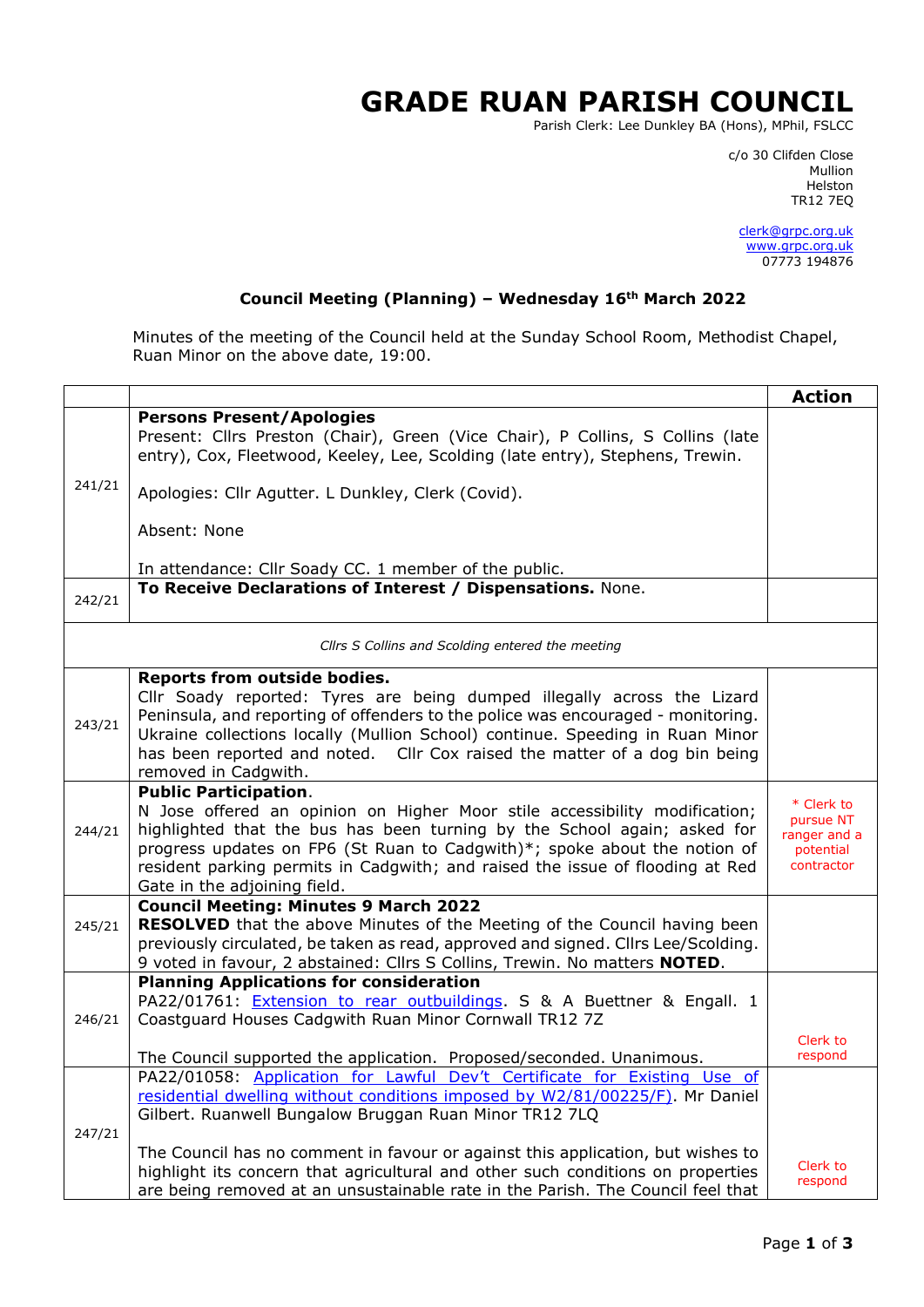# GRADE RUAN PARISH COUNCIL

Parish Clerk: Lee Dunkley BA (Hons), MPhil, FSLCC

c/o 30 Clifden Close
Mullion
Helston
TR12 7EQ

clerk@grpc.org.uk
www.grpc.org.uk
07773 194876

**Council Meeting (Planning) – Wednesday 16th March 2022**

Minutes of the meeting of the Council held at the Sunday School Room, Methodist Chapel, Ruan Minor on the above date, 19:00.

| | | **Action** |
|---|---|---|
| 241/21 | **Persons Present/Apologies**<br>Present: Cllrs Preston (Chair), Green (Vice Chair), P Collins, S Collins (late entry), Cox, Fleetwood, Keeley, Lee, Scolding (late entry), Stephens, Trewin.<br><br>Apologies: Cllr Agutter. L Dunkley, Clerk (Covid).<br><br>Absent: None<br><br>In attendance: Cllr Soady CC. 1 member of the public. | |
| 242/21 | **To Receive Declarations of Interest / Dispensations.** None. | |
| | *Cllrs S Collins and Scolding entered the meeting* | |
| 243/21 | **Reports from outside bodies.**<br>Cllr Soady reported: Tyres are being dumped illegally across the Lizard Peninsula, and reporting of offenders to the police was encouraged - monitoring. Ukraine collections locally (Mullion School) continue. Speeding in Ruan Minor has been reported and noted. Cllr Cox raised the matter of a dog bin being removed in Cadgwith. | |
| 244/21 | **Public Participation**.<br>N Jose offered an opinion on Higher Moor stile accessibility modification; highlighted that the bus has been turning by the School again; asked for progress updates on FP6 (St Ruan to Cadgwith)*; spoke about the notion of resident parking permits in Cadgwith; and raised the issue of flooding at Red Gate in the adjoining field. | * Clerk to pursue NT ranger and a potential contractor |
| 245/21 | **Council Meeting: Minutes 9 March 2022**<br>**RESOLVED** that the above Minutes of the Meeting of the Council having been previously circulated, be taken as read, approved and signed. Cllrs Lee/Scolding. 9 voted in favour, 2 abstained: Cllrs S Collins, Trewin. No matters **NOTED**. | |
| 246/21 | **Planning Applications for consideration**<br>PA22/01761: Extension to rear outbuildings. S & A Buettner & Engall. 1 Coastguard Houses Cadgwith Ruan Minor Cornwall TR12 7Z<br><br>The Council supported the application. Proposed/seconded. Unanimous. | Clerk to respond |
| 247/21 | PA22/01058: Application for Lawful Dev't Certificate for Existing Use of residential dwelling without conditions imposed by W2/81/00225/F). Mr Daniel Gilbert. Ruanwell Bungalow Bruggan Ruan Minor TR12 7LQ<br><br>The Council has no comment in favour or against this application, but wishes to highlight its concern that agricultural and other such conditions on properties are being removed at an unsustainable rate in the Parish. The Council feel that | Clerk to respond |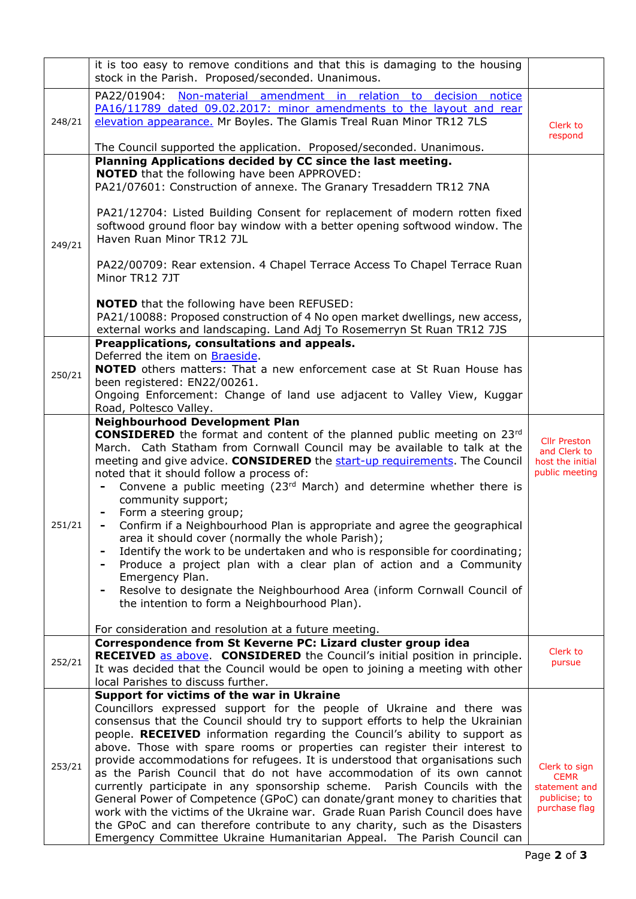| | | |
|---|---|---|
| | it is too easy to remove conditions and that this is damaging to the housing stock in the Parish. Proposed/seconded. Unanimous. | |
| 248/21 | PA22/01904: Non-material amendment in relation to decision notice PA16/11789 dated 09.02.2017: minor amendments to the layout and rear elevation appearance. Mr Boyles. The Glamis Treal Ruan Minor TR12 7LS<br><br>The Council supported the application. Proposed/seconded. Unanimous. | Clerk to respond |
| 249/21 | **Planning Applications decided by CC since the last meeting.**<br>**NOTED** that the following have been APPROVED:<br>PA21/07601: Construction of annexe. The Granary Tresaddern TR12 7NA<br><br>PA21/12704: Listed Building Consent for replacement of modern rotten fixed softwood ground floor bay window with a better opening softwood window. The Haven Ruan Minor TR12 7JL<br><br>PA22/00709: Rear extension. 4 Chapel Terrace Access To Chapel Terrace Ruan Minor TR12 7JT<br><br>**NOTED** that the following have been REFUSED:<br>PA21/10088: Proposed construction of 4 No open market dwellings, new access, external works and landscaping. Land Adj To Rosemerryn St Ruan TR12 7JS | |
| 250/21 | **Preapplications, consultations and appeals.**<br>Deferred the item on Braeside.<br>**NOTED** others matters: That a new enforcement case at St Ruan House has been registered: EN22/00261.<br>Ongoing Enforcement: Change of land use adjacent to Valley View, Kuggar Road, Poltesco Valley. | |
| 251/21 | **Neighbourhood Development Plan**<br>**CONSIDERED** the format and content of the planned public meeting on 23rd March. Cath Statham from Cornwall Council may be available to talk at the meeting and give advice. **CONSIDERED** the start-up requirements. The Council noted that it should follow a process of:<br>- Convene a public meeting (23rd March) and determine whether there is community support;<br>- Form a steering group;<br>- Confirm if a Neighbourhood Plan is appropriate and agree the geographical area it should cover (normally the whole Parish);<br>- Identify the work to be undertaken and who is responsible for coordinating;<br>- Produce a project plan with a clear plan of action and a Community Emergency Plan.<br>- Resolve to designate the Neighbourhood Area (inform Cornwall Council of the intention to form a Neighbourhood Plan).<br><br>For consideration and resolution at a future meeting. | Cllr Preston and Clerk to host the initial public meeting |
| 252/21 | **Correspondence from St Keverne PC: Lizard cluster group idea**<br>**RECEIVED** as above. **CONSIDERED** the Council's initial position in principle. It was decided that the Council would be open to joining a meeting with other local Parishes to discuss further. | Clerk to pursue |
| 253/21 | **Support for victims of the war in Ukraine**<br>Councillors expressed support for the people of Ukraine and there was consensus that the Council should try to support efforts to help the Ukrainian people. **RECEIVED** information regarding the Council's ability to support as above. Those with spare rooms or properties can register their interest to provide accommodations for refugees. It is understood that organisations such as the Parish Council that do not have accommodation of its own cannot currently participate in any sponsorship scheme. Parish Councils with the General Power of Competence (GPoC) can donate/grant money to charities that work with the victims of the Ukraine war. Grade Ruan Parish Council does have the GPoC and can therefore contribute to any charity, such as the Disasters Emergency Committee Ukraine Humanitarian Appeal. The Parish Council can | Clerk to sign CEMR statement and publicise; to purchase flag |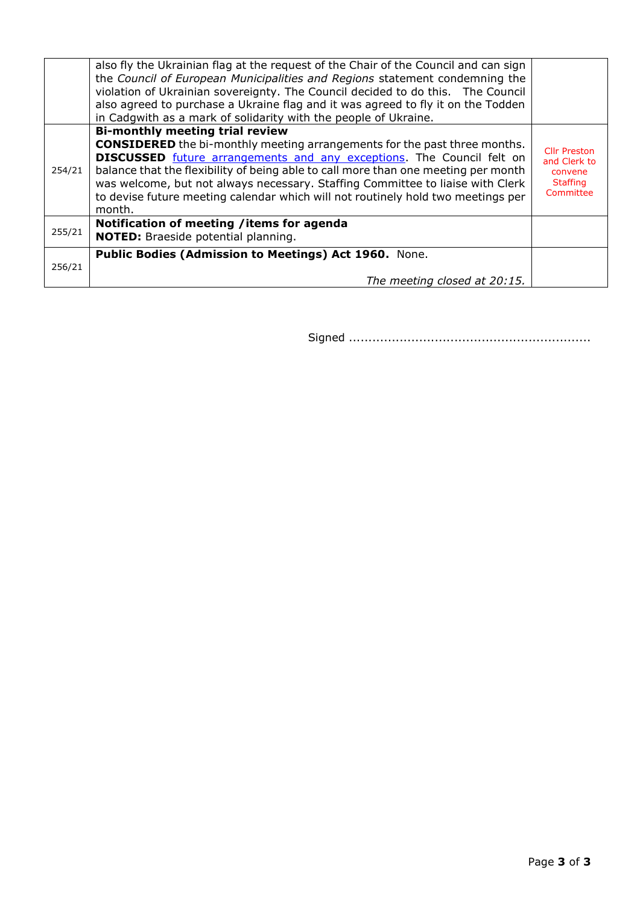| | | |
|---|---|---|
| | also fly the Ukrainian flag at the request of the Chair of the Council and can sign the *Council of European Municipalities and Regions* statement condemning the violation of Ukrainian sovereignty. The Council decided to do this. The Council also agreed to purchase a Ukraine flag and it was agreed to fly it on the Todden in Cadgwith as a mark of solidarity with the people of Ukraine. | |
| 254/21 | **Bi-monthly meeting trial review**<br>**CONSIDERED** the bi-monthly meeting arrangements for the past three months.<br>**DISCUSSED** future arrangements and any exceptions. The Council felt on balance that the flexibility of being able to call more than one meeting per month was welcome, but not always necessary. Staffing Committee to liaise with Clerk to devise future meeting calendar which will not routinely hold two meetings per month. | Cllr Preston and Clerk to convene Staffing Committee |
| 255/21 | **Notification of meeting /items for agenda**<br>**NOTED:** Braeside potential planning. | |
| 256/21 | **Public Bodies (Admission to Meetings) Act 1960.** None.<br><br>*The meeting closed at 20:15.* | |

Signed ............................................................